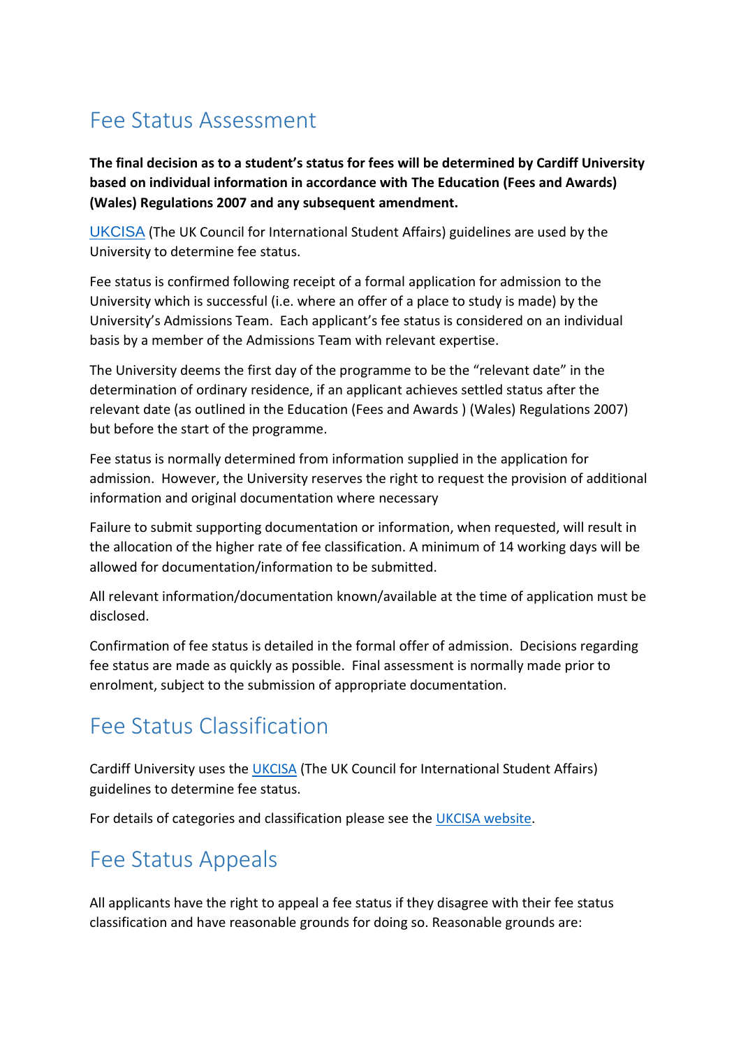# Fee Status Assessment

**The final decision as to a student's status for fees will be determined by Cardiff University based on individual information in accordance with The Education (Fees and Awards) (Wales) Regulations 2007 and any subsequent amendment.**

UKCISA (The UK Council for International Student Affairs) guidelines are used by the University to determine fee status.

Fee status is confirmed following receipt of a formal application for admission to the University which is successful (i.e. where an offer of a place to study is made) by the University's Admissions Team. Each applicant's fee status is considered on an individual basis by a member of the Admissions Team with relevant expertise.

The University deems the first day of the programme to be the "relevant date" in the determination of ordinary residence, if an applicant achieves settled status after the relevant date (as outlined in the Education (Fees and Awards ) (Wales) Regulations 2007) but before the start of the programme.

Fee status is normally determined from information supplied in the application for admission. However, the University reserves the right to request the provision of additional information and original documentation where necessary

Failure to submit supporting documentation or information, when requested, will result in the allocation of the higher rate of fee classification. A minimum of 14 working days will be allowed for documentation/information to be submitted.

All relevant information/documentation known/available at the time of application must be disclosed.

Confirmation of fee status is detailed in the formal offer of admission. Decisions regarding fee status are made as quickly as possible. Final assessment is normally made prior to enrolment, subject to the submission of appropriate documentation.

# Fee Status Classification

Cardiff University uses the UKCISA (The UK Council for International Student Affairs) guidelines to determine fee status.

For details of categories and classification please see the UKCISA website.

# Fee Status Appeals

All applicants have the right to appeal a fee status if they disagree with their fee status classification and have reasonable grounds for doing so. Reasonable grounds are: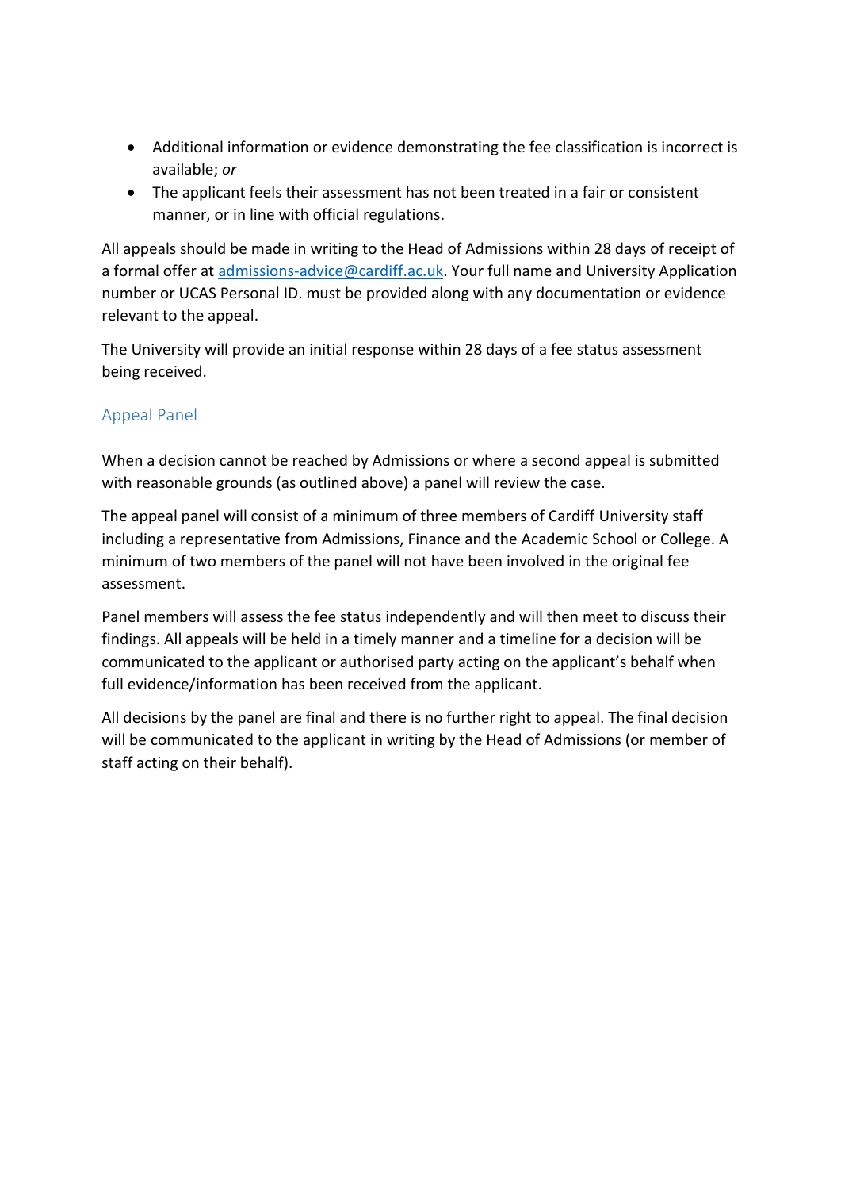- Additional information or evidence demonstrating the fee classification is incorrect is available; *or*
- The applicant feels their assessment has not been treated in a fair or consistent manner, or in line with official regulations.

All appeals should be made in writing to the Head of Admissions within 28 days of receipt of a formal offer at [admissions-advice@cardiff.ac.uk](mailto:admissions-advice@cardiff.ac.uk). Your full name and University Application number or UCAS Personal ID. must be provided along with any documentation or evidence relevant to the appeal.

The University will provide an initial response within 28 days of a fee status assessment being received.

## Appeal Panel

When a decision cannot be reached by Admissions or where a second appeal is submitted with reasonable grounds (as outlined above) a panel will review the case.

The appeal panel will consist of a minimum of three members of Cardiff University staff including a representative from Admissions, Finance and the Academic School or College. A minimum of two members of the panel will not have been involved in the original fee assessment.

Panel members will assess the fee status independently and will then meet to discuss their findings. All appeals will be held in a timely manner and a timeline for a decision will be communicated to the applicant or authorised party acting on the applicant's behalf when full evidence/information has been received from the applicant.

All decisions by the panel are final and there is no further right to appeal. The final decision will be communicated to the applicant in writing by the Head of Admissions (or member of staff acting on their behalf).